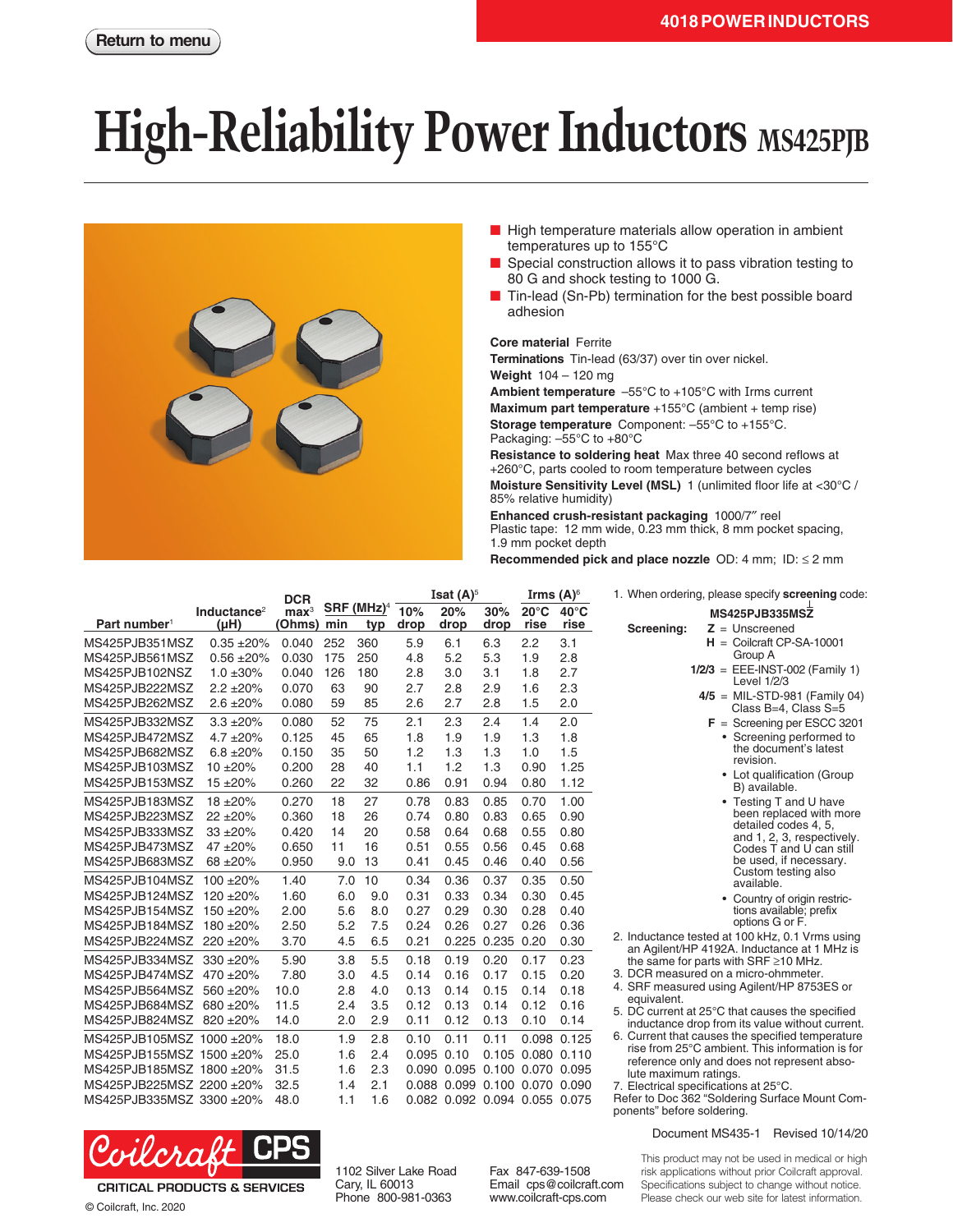Return to menu

# High-Reliability Power Inductors MS425PJB

- High temperature materials allow operation in ambient temperatures up to 155°C
- Special construction allows it to pass vibration testing to 80 G and shock testing to 1000 G.
- Tin-lead (Sn-Pb) termination for the best possible board adhesion

**Core material** Ferrite
**Terminations** Tin-lead (63/37) over tin over nickel.
**Weight** 104 – 120 mg
**Ambient temperature** –55°C to +105°C with Irms current
**Maximum part temperature** +155°C (ambient + temp rise)
**Storage temperature** Component: –55°C to +155°C. Packaging: –55°C to +80°C
**Resistance to soldering heat** Max three 40 second reflows at +260°C, parts cooled to room temperature between cycles
**Moisture Sensitivity Level (MSL)** 1 (unlimited floor life at <30°C / 85% relative humidity)
**Enhanced crush-resistant packaging** 1000/7″ reel
Plastic tape: 12 mm wide, 0.23 mm thick, 8 mm pocket spacing, 1.9 mm pocket depth
**Recommended pick and place nozzle** OD: 4 mm; ID: ≤ 2 mm

| Part number[1] | Inductance[2] (µH) | DCR max[3] (Ohms) | SRF (MHz)[4] min | SRF (MHz)[4] typ | Isat (A)[5] 10% drop | Isat (A)[5] 20% drop | Isat (A)[5] 30% drop | Irms (A)[6] 20°C rise | Irms (A)[6] 40°C rise |
|---|---|---|---|---|---|---|---|---|---|
| MS425PJB351MSZ | 0.35 ±20% | 0.040 | 252 | 360 | 5.9 | 6.1 | 6.3 | 2.2 | 3.1 |
| MS425PJB561MSZ | 0.56 ±20% | 0.030 | 175 | 250 | 4.8 | 5.2 | 5.3 | 1.9 | 2.8 |
| MS425PJB102NSZ | 1.0 ±30% | 0.040 | 126 | 180 | 2.8 | 3.0 | 3.1 | 1.8 | 2.7 |
| MS425PJB222MSZ | 2.2 ±20% | 0.070 | 63 | 90 | 2.7 | 2.8 | 2.9 | 1.6 | 2.3 |
| MS425PJB262MSZ | 2.6 ±20% | 0.080 | 59 | 85 | 2.6 | 2.7 | 2.8 | 1.5 | 2.0 |
| MS425PJB332MSZ | 3.3 ±20% | 0.080 | 52 | 75 | 2.1 | 2.3 | 2.4 | 1.4 | 2.0 |
| MS425PJB472MSZ | 4.7 ±20% | 0.125 | 45 | 65 | 1.8 | 1.9 | 1.9 | 1.3 | 1.8 |
| MS425PJB682MSZ | 6.8 ±20% | 0.150 | 35 | 50 | 1.2 | 1.3 | 1.3 | 1.0 | 1.5 |
| MS425PJB103MSZ | 10 ±20% | 0.200 | 28 | 40 | 1.1 | 1.2 | 1.3 | 0.90 | 1.25 |
| MS425PJB153MSZ | 15 ±20% | 0.260 | 22 | 32 | 0.86 | 0.91 | 0.94 | 0.80 | 1.12 |
| MS425PJB183MSZ | 18 ±20% | 0.270 | 18 | 27 | 0.78 | 0.83 | 0.85 | 0.70 | 1.00 |
| MS425PJB223MSZ | 22 ±20% | 0.360 | 18 | 26 | 0.74 | 0.80 | 0.83 | 0.65 | 0.90 |
| MS425PJB333MSZ | 33 ±20% | 0.420 | 14 | 20 | 0.58 | 0.64 | 0.68 | 0.55 | 0.80 |
| MS425PJB473MSZ | 47 ±20% | 0.650 | 11 | 16 | 0.51 | 0.55 | 0.56 | 0.45 | 0.68 |
| MS425PJB683MSZ | 68 ±20% | 0.950 | 9.0 | 13 | 0.41 | 0.45 | 0.46 | 0.40 | 0.56 |
| MS425PJB104MSZ | 100 ±20% | 1.40 | 7.0 | 10 | 0.34 | 0.36 | 0.37 | 0.35 | 0.50 |
| MS425PJB124MSZ | 120 ±20% | 1.60 | 6.0 | 9.0 | 0.31 | 0.33 | 0.34 | 0.30 | 0.45 |
| MS425PJB154MSZ | 150 ±20% | 2.00 | 5.6 | 8.0 | 0.27 | 0.29 | 0.30 | 0.28 | 0.40 |
| MS425PJB184MSZ | 180 ±20% | 2.50 | 5.2 | 7.5 | 0.24 | 0.26 | 0.27 | 0.26 | 0.36 |
| MS425PJB224MSZ | 220 ±20% | 3.70 | 4.5 | 6.5 | 0.21 | 0.225 | 0.235 | 0.20 | 0.30 |
| MS425PJB334MSZ | 330 ±20% | 5.90 | 3.8 | 5.5 | 0.18 | 0.19 | 0.20 | 0.17 | 0.23 |
| MS425PJB474MSZ | 470 ±20% | 7.80 | 3.0 | 4.5 | 0.14 | 0.16 | 0.17 | 0.15 | 0.20 |
| MS425PJB564MSZ | 560 ±20% | 10.0 | 2.8 | 4.0 | 0.13 | 0.14 | 0.15 | 0.14 | 0.18 |
| MS425PJB684MSZ | 680 ±20% | 11.5 | 2.4 | 3.5 | 0.12 | 0.13 | 0.14 | 0.12 | 0.16 |
| MS425PJB824MSZ | 820 ±20% | 14.0 | 2.0 | 2.9 | 0.11 | 0.12 | 0.13 | 0.10 | 0.14 |
| MS425PJB105MSZ | 1000 ±20% | 18.0 | 1.9 | 2.8 | 0.10 | 0.11 | 0.11 | 0.098 | 0.125 |
| MS425PJB155MSZ | 1500 ±20% | 25.0 | 1.6 | 2.4 | 0.095 | 0.10 | 0.105 | 0.080 | 0.110 |
| MS425PJB185MSZ | 1800 ±20% | 31.5 | 1.6 | 2.3 | 0.090 | 0.095 | 0.100 | 0.070 | 0.095 |
| MS425PJB225MSZ | 2200 ±20% | 32.5 | 1.4 | 2.1 | 0.088 | 0.099 | 0.100 | 0.070 | 0.090 |
| MS425PJB335MSZ | 3300 ±20% | 48.0 | 1.1 | 1.6 | 0.082 | 0.092 | 0.094 | 0.055 | 0.075 |

1. When ordering, please specify **screening** code:
   **MS425PJB335MSZ**
   **Screening:**
   - **Z** = Unscreened
   - **H** = Coilcraft CP-SA-10001 Group A
   - **1/2/3** = EEE-INST-002 (Family 1) Level 1/2/3
   - **4/5** = MIL-STD-981 (Family 04) Class B=4, Class S=5
   - **F** = Screening per ESCC 3201
     - Screening performed to the document's latest revision.
     - Lot qualification (Group B) available.
     - Testing T and U have been replaced with more detailed codes 4, 5, and 1, 2, 3, respectively. Codes T and U can still be used, if necessary. Custom testing also available.
     - Country of origin restrictions available; prefix options G or F.
2. Inductance tested at 100 kHz, 0.1 Vrms using an Agilent/HP 4192A. Inductance at 1 MHz is the same for parts with SRF ≥10 MHz.
3. DCR measured on a micro-ohmmeter.
4. SRF measured using Agilent/HP 8753ES or equivalent.
5. DC current at 25°C that causes the specified inductance drop from its value without current.
6. Current that causes the specified temperature rise from 25°C ambient. This information is for reference only and does not represent absolute maximum ratings.
7. Electrical specifications at 25°C.

Refer to Doc 362 "Soldering Surface Mount Components" before soldering.

Document MS435-1 Revised 10/14/20

Coilcraft CPS
CRITICAL PRODUCTS & SERVICES
© Coilcraft, Inc. 2020

1102 Silver Lake Road
Cary, IL 60013
Phone 800-981-0363

Fax 847-639-1508
Email cps@coilcraft.com
www.coilcraft-cps.com

This product may not be used in medical or high risk applications without prior Coilcraft approval. Specifications subject to change without notice. Please check our web site for latest information.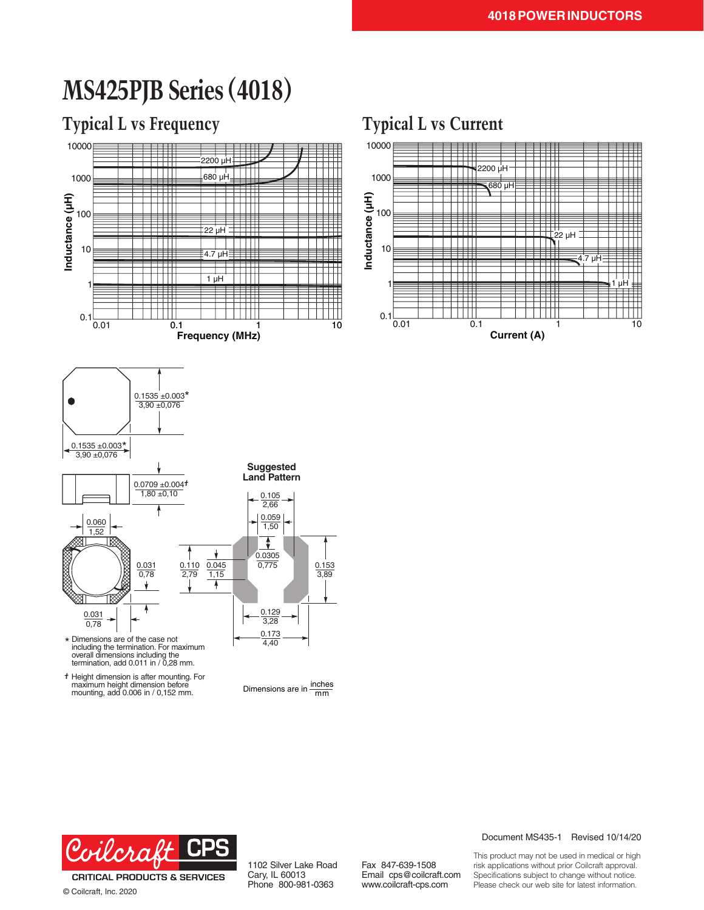# MS425PJB Series (4018)

## Typical L vs Frequency

10000
1000
100
10
1
0.1
Inductance (µH)
0.01
0.1
1
10
Frequency (MHz)
2200 µH
680 µH
22 µH
4.7 µH
1 µH

## Typical L vs Current

10000
1000
100
10
1
0.1
Inductance (µH)
0.01
0.1
1
10
Current (A)
2200 µH
680 µH
22 µH
4.7 µH
1 µH

0.1535 ±0.003*
3,90 ±0,076

0.1535 ±0.003*
3,90 ±0,076

0.0709 ±0.004†
1,80 ±0,10

0.060
1,52

0.031
0,78

0.031
0,78

**Suggested Land Pattern**

0.105
2,66

0.059
1,50

0.0305
0,775

0.110
2,79

0.045
1,15

0.153
3,89

0.129
3,28

0.173
4,40

\* Dimensions are of the case not including the termination. For maximum overall dimensions including the termination, add 0.011 in / 0,28 mm.

† Height dimension is after mounting. For maximum height dimension before mounting, add 0.006 in / 0,152 mm.

Dimensions are in inches / mm

Document MS435-1 Revised 10/14/20

Coilcraft CPS
CRITICAL PRODUCTS & SERVICES

© Coilcraft, Inc. 2020

1102 Silver Lake Road
Cary, IL 60013
Phone 800-981-0363

Fax 847-639-1508
Email cps@coilcraft.com
www.coilcraft-cps.com

This product may not be used in medical or high risk applications without prior Coilcraft approval.
Specifications subject to change without notice.
Please check our web site for latest information.